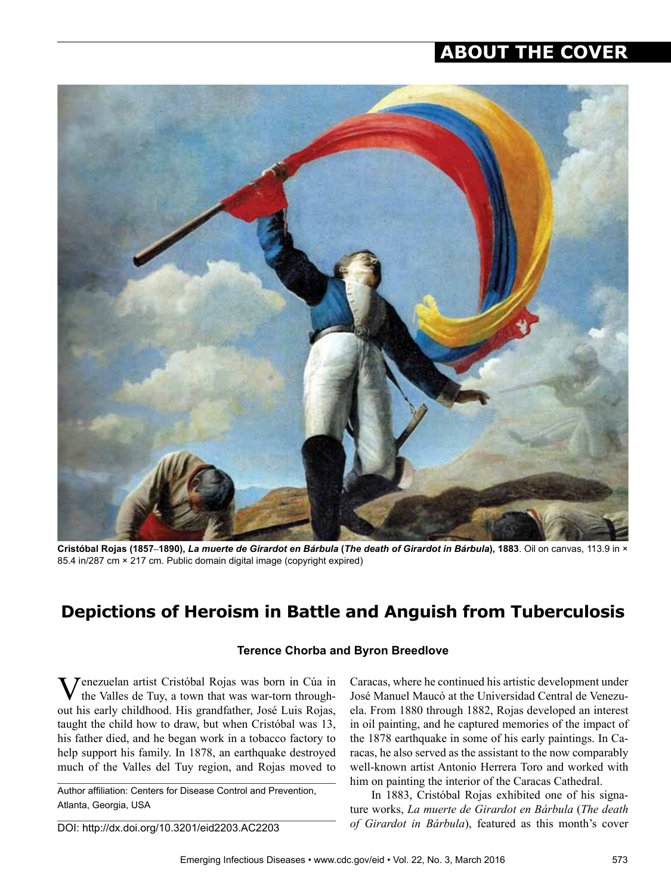## ABOUT THE COVER

**Cristóbal Rojas (1857–1890), *La muerte de Girardot en Bárbula* (*The death of Girardot in Bárbula*), 1883**. Oil on canvas, 113.9 in × 85.4 in/287 cm × 217 cm. Public domain digital image (copyright expired)

# Depictions of Heroism in Battle and Anguish from Tuberculosis

**Terence Chorba and Byron Breedlove**

Venezuelan artist Cristóbal Rojas was born in Cúa in the Valles de Tuy, a town that was war-torn throughout his early childhood. His grandfather, José Luis Rojas, taught the child how to draw, but when Cristóbal was 13, his father died, and he began work in a tobacco factory to help support his family. In 1878, an earthquake destroyed much of the Valles del Tuy region, and Rojas moved to Caracas, where he continued his artistic development under José Manuel Maucó at the Universidad Central de Venezuela. From 1880 through 1882, Rojas developed an interest in oil painting, and he captured memories of the impact of the 1878 earthquake in some of his early paintings. In Caracas, he also served as the assistant to the now comparably well-known artist Antonio Herrera Toro and worked with him on painting the interior of the Caracas Cathedral.

In 1883, Cristóbal Rojas exhibited one of his signature works, *La muerte de Girardot en Bárbula* (*The death of Girardot in Bárbula*), featured as this month's cover

Author affiliation: Centers for Disease Control and Prevention, Atlanta, Georgia, USA

DOI: http://dx.doi.org/10.3201/eid2203.AC2203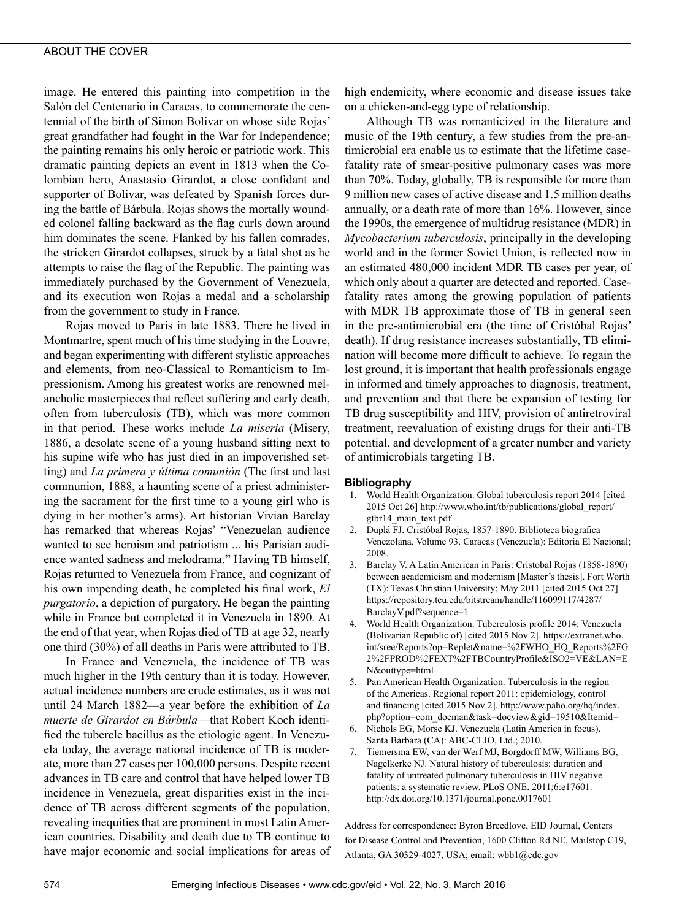image. He entered this painting into competition in the Salón del Centenario in Caracas, to commemorate the centennial of the birth of Simon Bolivar on whose side Rojas' great grandfather had fought in the War for Independence; the painting remains his only heroic or patriotic work. This dramatic painting depicts an event in 1813 when the Colombian hero, Anastasio Girardot, a close confidant and supporter of Bolivar, was defeated by Spanish forces during the battle of Bárbula. Rojas shows the mortally wounded colonel falling backward as the flag curls down around him dominates the scene. Flanked by his fallen comrades, the stricken Girardot collapses, struck by a fatal shot as he attempts to raise the flag of the Republic. The painting was immediately purchased by the Government of Venezuela, and its execution won Rojas a medal and a scholarship from the government to study in France.

Rojas moved to Paris in late 1883. There he lived in Montmartre, spent much of his time studying in the Louvre, and began experimenting with different stylistic approaches and elements, from neo-Classical to Romanticism to Impressionism. Among his greatest works are renowned melancholic masterpieces that reflect suffering and early death, often from tuberculosis (TB), which was more common in that period. These works include *La miseria* (Misery, 1886, a desolate scene of a young husband sitting next to his supine wife who has just died in an impoverished setting) and *La primera y última comunión* (The first and last communion, 1888, a haunting scene of a priest administering the sacrament for the first time to a young girl who is dying in her mother's arms). Art historian Vivian Barclay has remarked that whereas Rojas' "Venezuelan audience wanted to see heroism and patriotism ... his Parisian audience wanted sadness and melodrama." Having TB himself, Rojas returned to Venezuela from France, and cognizant of his own impending death, he completed his final work, *El purgatorio*, a depiction of purgatory. He began the painting while in France but completed it in Venezuela in 1890. At the end of that year, when Rojas died of TB at age 32, nearly one third (30%) of all deaths in Paris were attributed to TB.

In France and Venezuela, the incidence of TB was much higher in the 19th century than it is today. However, actual incidence numbers are crude estimates, as it was not until 24 March 1882—a year before the exhibition of *La muerte de Girardot en Bárbula*—that Robert Koch identified the tubercle bacillus as the etiologic agent. In Venezuela today, the average national incidence of TB is moderate, more than 27 cases per 100,000 persons. Despite recent advances in TB care and control that have helped lower TB incidence in Venezuela, great disparities exist in the incidence of TB across different segments of the population, revealing inequities that are prominent in most Latin American countries. Disability and death due to TB continue to have major economic and social implications for areas of high endemicity, where economic and disease issues take on a chicken-and-egg type of relationship.

Although TB was romanticized in the literature and music of the 19th century, a few studies from the pre-antimicrobial era enable us to estimate that the lifetime case-fatality rate of smear-positive pulmonary cases was more than 70%. Today, globally, TB is responsible for more than 9 million new cases of active disease and 1.5 million deaths annually, or a death rate of more than 16%. However, since the 1990s, the emergence of multidrug resistance (MDR) in *Mycobacterium tuberculosis*, principally in the developing world and in the former Soviet Union, is reflected now in an estimated 480,000 incident MDR TB cases per year, of which only about a quarter are detected and reported. Case-fatality rates among the growing population of patients with MDR TB approximate those of TB in general seen in the pre-antimicrobial era (the time of Cristóbal Rojas' death). If drug resistance increases substantially, TB elimination will become more difficult to achieve. To regain the lost ground, it is important that health professionals engage in informed and timely approaches to diagnosis, treatment, and prevention and that there be expansion of testing for TB drug susceptibility and HIV, provision of antiretroviral treatment, reevaluation of existing drugs for their anti-TB potential, and development of a greater number and variety of antimicrobials targeting TB.

#### Bibliography

1. World Health Organization. Global tuberculosis report 2014 [cited 2015 Oct 26] http://www.who.int/tb/publications/global_report/gtbr14_main_text.pdf
2. Duplá FJ. Cristóbal Rojas, 1857-1890. Biblioteca biografica Venezolana. Volume 93. Caracas (Venezuela): Editoria El Nacional; 2008.
3. Barclay V. A Latin American in Paris: Cristobal Rojas (1858-1890) between academicism and modernism [Master's thesis]. Fort Worth (TX): Texas Christian University; May 2011 [cited 2015 Oct 27] https://repository.tcu.edu/bitstream/handle/116099117/4287/BarclayV.pdf?sequence=1
4. World Health Organization. Tuberculosis profile 2014: Venezuela (Bolivarian Republic of) [cited 2015 Nov 2]. https://extranet.who.int/sree/Reports?op=Replet&name=%2FWHO_HQ_Reports%2FG2%2FPROD%2FEXT%2FTBCountryProfile&ISO2=VE&LAN=EN&outtype=html
5. Pan American Health Organization. Tuberculosis in the region of the Americas. Regional report 2011: epidemiology, control and financing [cited 2015 Nov 2]. http://www.paho.org/hq/index.php?option=com_docman&task=docview&gid=19510&Itemid=
6. Nichols EG, Morse KJ. Venezuela (Latin America in focus). Santa Barbara (CA): ABC-CLIO, Ltd.; 2010.
7. Tiemersma EW, van der Werf MJ, Borgdorff MW, Williams BG, Nagelkerke NJ. Natural history of tuberculosis: duration and fatality of untreated pulmonary tuberculosis in HIV negative patients: a systematic review. PLoS ONE. 2011;6:e17601. http://dx.doi.org/10.1371/journal.pone.0017601

Address for correspondence: Byron Breedlove, EID Journal, Centers for Disease Control and Prevention, 1600 Clifton Rd NE, Mailstop C19, Atlanta, GA 30329-4027, USA; email: wbb1@cdc.gov